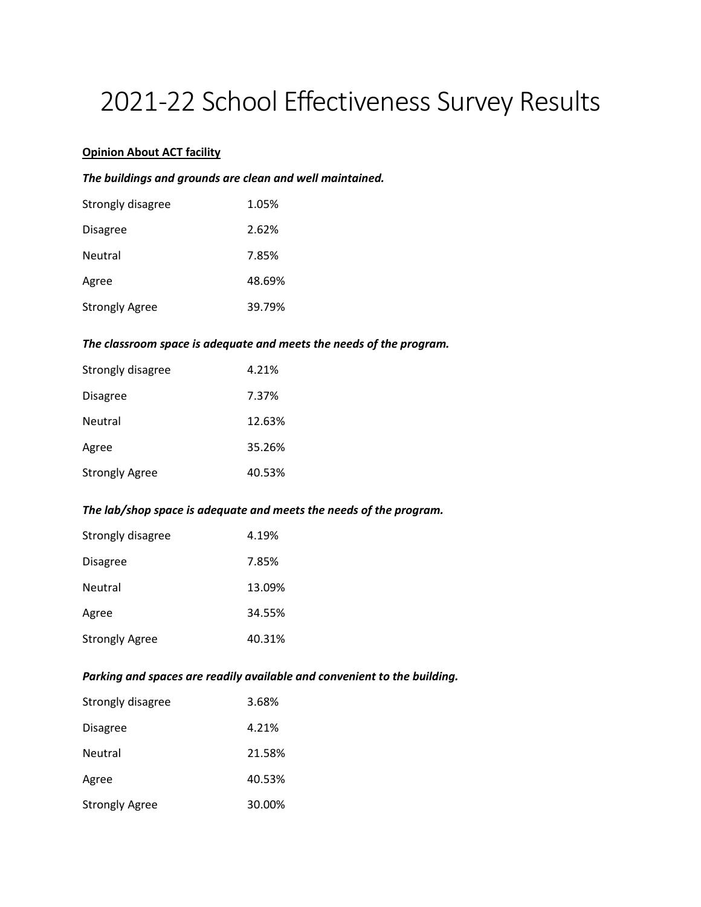# 2021-22 School Effectiveness Survey Results

**Opinion About ACT facility**

***The buildings and grounds are clean and well maintained.***

| | |
|---|---|
| Strongly disagree | 1.05% |
| Disagree | 2.62% |
| Neutral | 7.85% |
| Agree | 48.69% |
| Strongly Agree | 39.79% |

***The classroom space is adequate and meets the needs of the program.***

| | |
|---|---|
| Strongly disagree | 4.21% |
| Disagree | 7.37% |
| Neutral | 12.63% |
| Agree | 35.26% |
| Strongly Agree | 40.53% |

***The lab/shop space is adequate and meets the needs of the program.***

| | |
|---|---|
| Strongly disagree | 4.19% |
| Disagree | 7.85% |
| Neutral | 13.09% |
| Agree | 34.55% |
| Strongly Agree | 40.31% |

***Parking and spaces are readily available and convenient to the building.***

| | |
|---|---|
| Strongly disagree | 3.68% |
| Disagree | 4.21% |
| Neutral | 21.58% |
| Agree | 40.53% |
| Strongly Agree | 30.00% |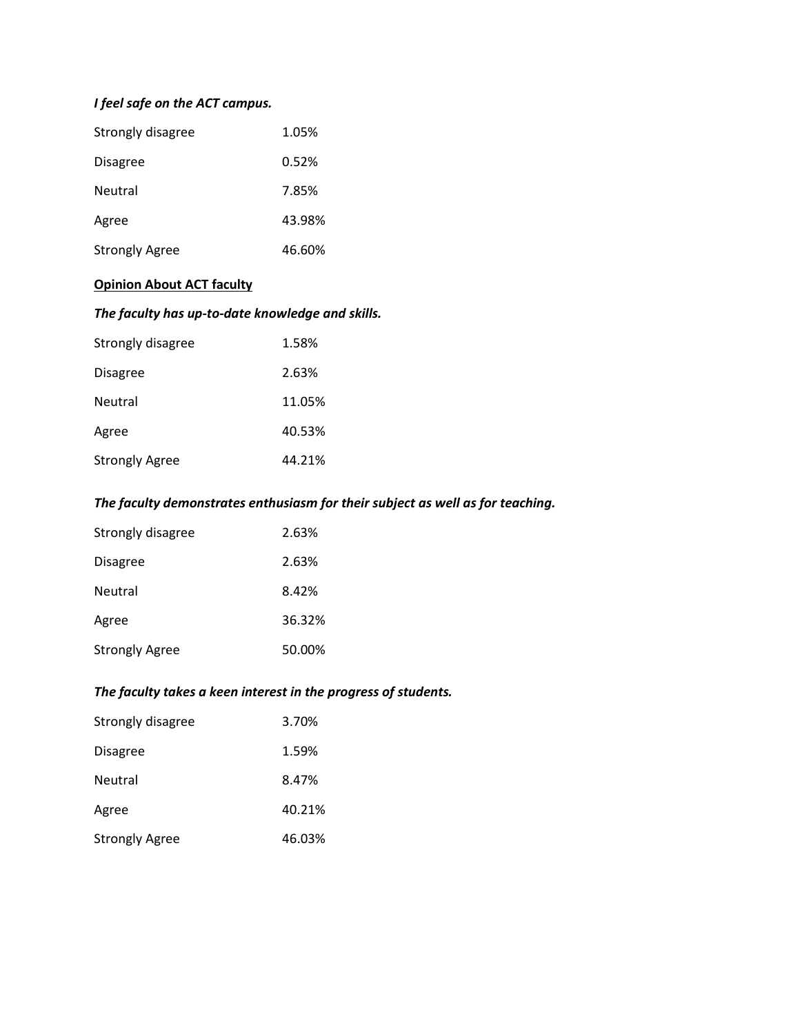***I feel safe on the ACT campus.***

| | |
|---|---|
| Strongly disagree | 1.05% |
| Disagree | 0.52% |
| Neutral | 7.85% |
| Agree | 43.98% |
| Strongly Agree | 46.60% |

**<u>Opinion About ACT faculty</u>**

***The faculty has up-to-date knowledge and skills.***

| | |
|---|---|
| Strongly disagree | 1.58% |
| Disagree | 2.63% |
| Neutral | 11.05% |
| Agree | 40.53% |
| Strongly Agree | 44.21% |

***The faculty demonstrates enthusiasm for their subject as well as for teaching.***

| | |
|---|---|
| Strongly disagree | 2.63% |
| Disagree | 2.63% |
| Neutral | 8.42% |
| Agree | 36.32% |
| Strongly Agree | 50.00% |

***The faculty takes a keen interest in the progress of students.***

| | |
|---|---|
| Strongly disagree | 3.70% |
| Disagree | 1.59% |
| Neutral | 8.47% |
| Agree | 40.21% |
| Strongly Agree | 46.03% |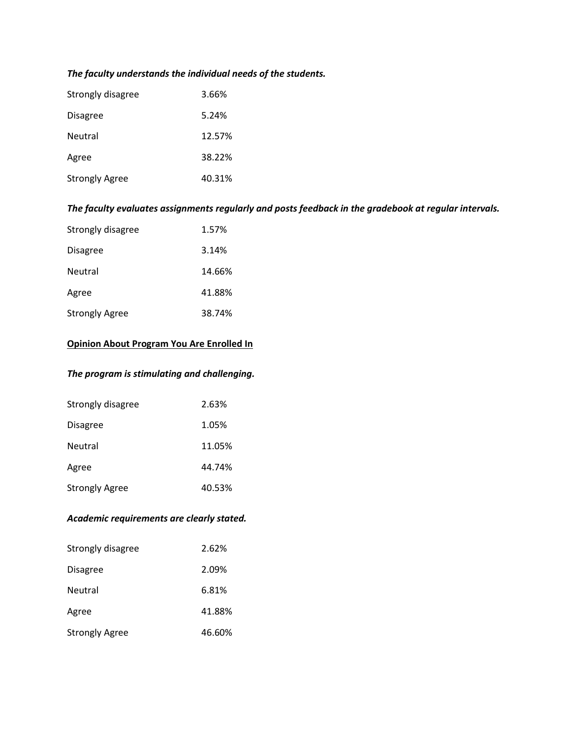***The faculty understands the individual needs of the students.***

| | |
|---|---|
| Strongly disagree | 3.66% |
| Disagree | 5.24% |
| Neutral | 12.57% |
| Agree | 38.22% |
| Strongly Agree | 40.31% |

***The faculty evaluates assignments regularly and posts feedback in the gradebook at regular intervals.***

| | |
|---|---|
| Strongly disagree | 1.57% |
| Disagree | 3.14% |
| Neutral | 14.66% |
| Agree | 41.88% |
| Strongly Agree | 38.74% |

**<u>Opinion About Program You Are Enrolled In</u>**

***The program is stimulating and challenging.***

| | |
|---|---|
| Strongly disagree | 2.63% |
| Disagree | 1.05% |
| Neutral | 11.05% |
| Agree | 44.74% |
| Strongly Agree | 40.53% |

***Academic requirements are clearly stated.***

| | |
|---|---|
| Strongly disagree | 2.62% |
| Disagree | 2.09% |
| Neutral | 6.81% |
| Agree | 41.88% |
| Strongly Agree | 46.60% |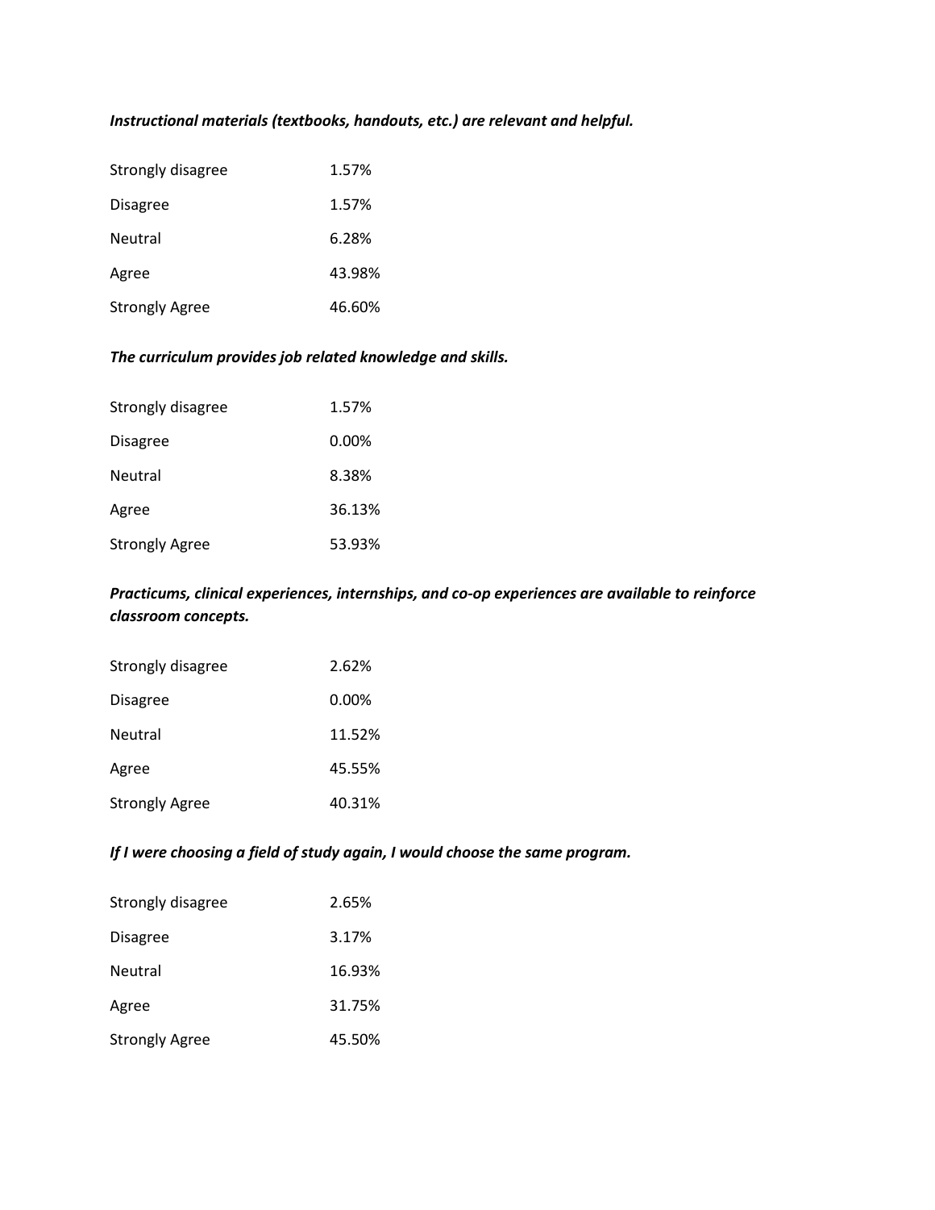***Instructional materials (textbooks, handouts, etc.) are relevant and helpful.***

| | |
|---|---|
| Strongly disagree | 1.57% |
| Disagree | 1.57% |
| Neutral | 6.28% |
| Agree | 43.98% |
| Strongly Agree | 46.60% |

***The curriculum provides job related knowledge and skills.***

| | |
|---|---|
| Strongly disagree | 1.57% |
| Disagree | 0.00% |
| Neutral | 8.38% |
| Agree | 36.13% |
| Strongly Agree | 53.93% |

***Practicums, clinical experiences, internships, and co-op experiences are available to reinforce classroom concepts.***

| | |
|---|---|
| Strongly disagree | 2.62% |
| Disagree | 0.00% |
| Neutral | 11.52% |
| Agree | 45.55% |
| Strongly Agree | 40.31% |

***If I were choosing a field of study again, I would choose the same program.***

| | |
|---|---|
| Strongly disagree | 2.65% |
| Disagree | 3.17% |
| Neutral | 16.93% |
| Agree | 31.75% |
| Strongly Agree | 45.50% |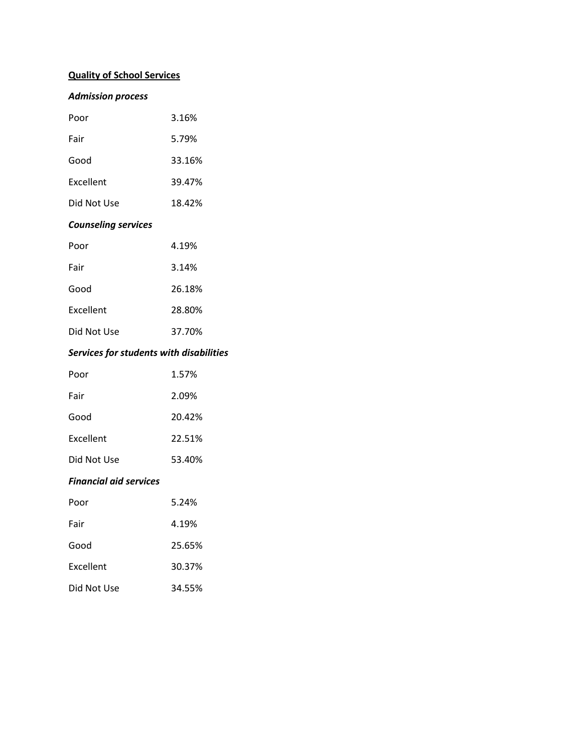**Quality of School Services**

***Admission process***

| | |
|---|---|
| Poor | 3.16% |
| Fair | 5.79% |
| Good | 33.16% |
| Excellent | 39.47% |
| Did Not Use | 18.42% |

***Counseling services***

| | |
|---|---|
| Poor | 4.19% |
| Fair | 3.14% |
| Good | 26.18% |
| Excellent | 28.80% |
| Did Not Use | 37.70% |

***Services for students with disabilities***

| | |
|---|---|
| Poor | 1.57% |
| Fair | 2.09% |
| Good | 20.42% |
| Excellent | 22.51% |
| Did Not Use | 53.40% |

***Financial aid services***

| | |
|---|---|
| Poor | 5.24% |
| Fair | 4.19% |
| Good | 25.65% |
| Excellent | 30.37% |
| Did Not Use | 34.55% |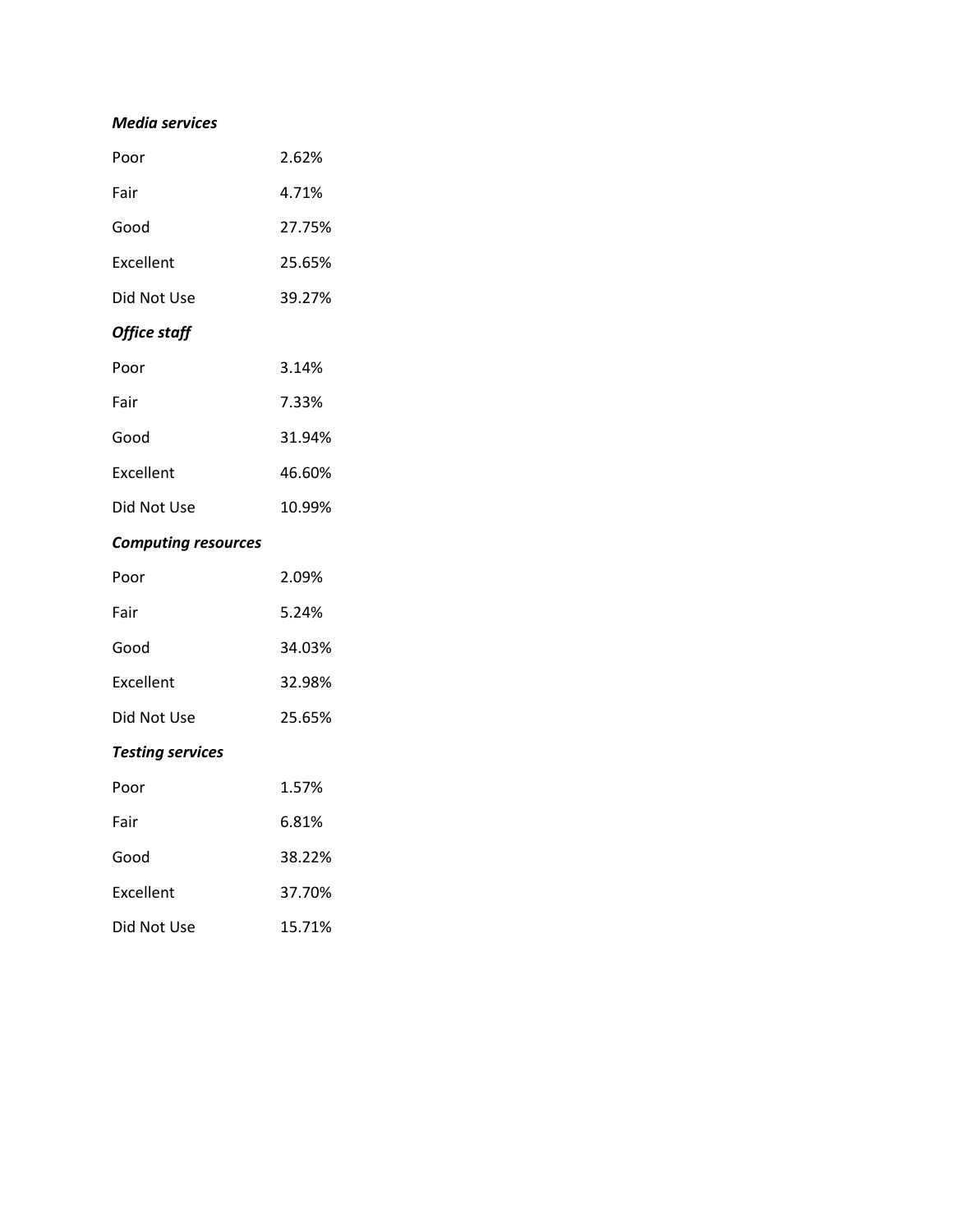***Media services***

| | |
|---|---|
| Poor | 2.62% |
| Fair | 4.71% |
| Good | 27.75% |
| Excellent | 25.65% |
| Did Not Use | 39.27% |

***Office staff***

| | |
|---|---|
| Poor | 3.14% |
| Fair | 7.33% |
| Good | 31.94% |
| Excellent | 46.60% |
| Did Not Use | 10.99% |

***Computing resources***

| | |
|---|---|
| Poor | 2.09% |
| Fair | 5.24% |
| Good | 34.03% |
| Excellent | 32.98% |
| Did Not Use | 25.65% |

***Testing services***

| | |
|---|---|
| Poor | 1.57% |
| Fair | 6.81% |
| Good | 38.22% |
| Excellent | 37.70% |
| Did Not Use | 15.71% |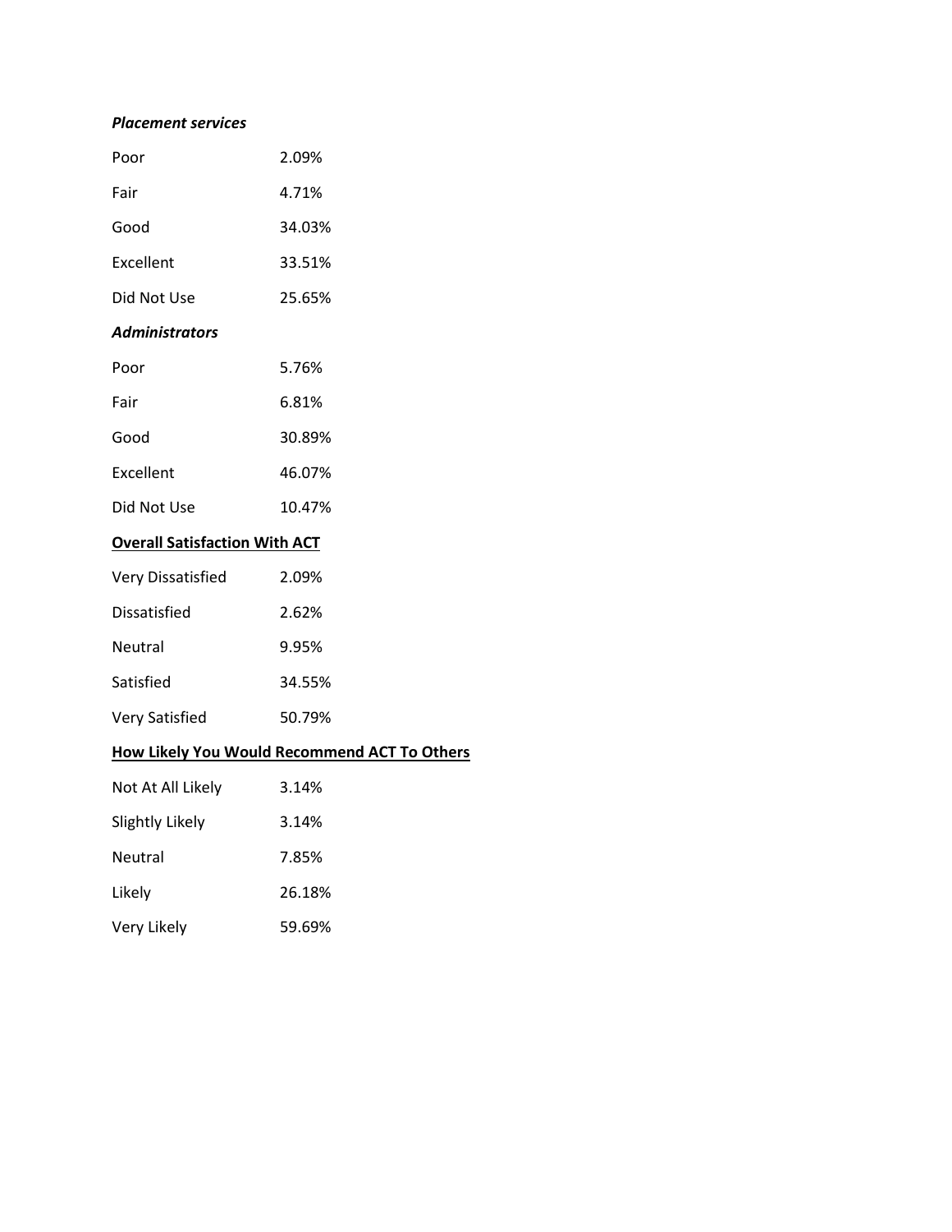***Placement services***

| | |
|---|---|
| Poor | 2.09% |
| Fair | 4.71% |
| Good | 34.03% |
| Excellent | 33.51% |
| Did Not Use | 25.65% |

***Administrators***

| | |
|---|---|
| Poor | 5.76% |
| Fair | 6.81% |
| Good | 30.89% |
| Excellent | 46.07% |
| Did Not Use | 10.47% |

<u>**Overall Satisfaction With ACT**</u>

| | |
|---|---|
| Very Dissatisfied | 2.09% |
| Dissatisfied | 2.62% |
| Neutral | 9.95% |
| Satisfied | 34.55% |
| Very Satisfied | 50.79% |

<u>**How Likely You Would Recommend ACT To Others**</u>

| | |
|---|---|
| Not At All Likely | 3.14% |
| Slightly Likely | 3.14% |
| Neutral | 7.85% |
| Likely | 26.18% |
| Very Likely | 59.69% |